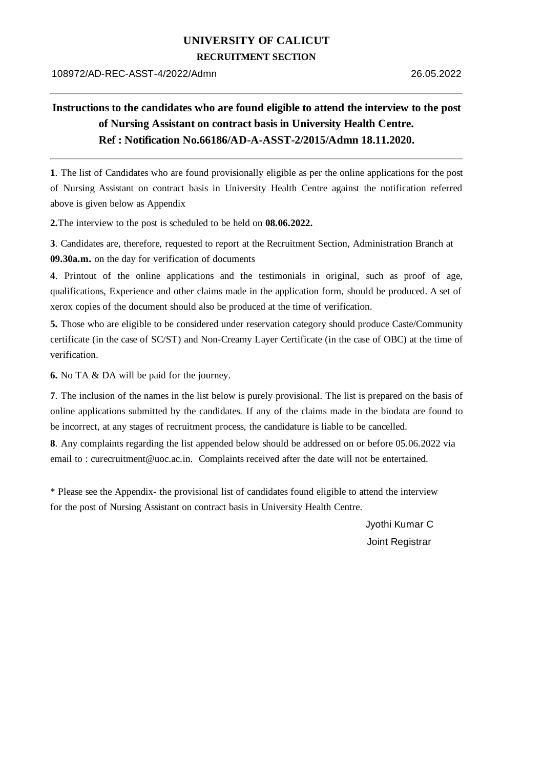# UNIVERSITY OF CALICUT

## RECRUITMENT SECTION

108972/AD-REC-ASST-4/2022/Admn 26.05.2022

---

**Instructions to the candidates who are found eligible to attend the interview to the post of Nursing Assistant on contract basis in University Health Centre.**
**Ref : Notification No.66186/AD-A-ASST-2/2015/Admn 18.11.2020.**

---

**1**. The list of Candidates who are found provisionally eligible as per the online applications for the post of Nursing Assistant on contract basis in University Health Centre against the notification referred above is given below as Appendix

**2.**The interview to the post is scheduled to be held on **08.06.2022.**

**3**. Candidates are, therefore, requested to report at the Recruitment Section, Administration Branch at **09.30a.m.** on the day for verification of documents

**4**. Printout of the online applications and the testimonials in original, such as proof of age, qualifications, Experience and other claims made in the application form, should be produced. A set of xerox copies of the document should also be produced at the time of verification.

**5.** Those who are eligible to be considered under reservation category should produce Caste/Community certificate (in the case of SC/ST) and Non-Creamy Layer Certificate (in the case of OBC) at the time of verification.

**6.** No TA & DA will be paid for the journey.

**7**. The inclusion of the names in the list below is purely provisional. The list is prepared on the basis of online applications submitted by the candidates. If any of the claims made in the biodata are found to be incorrect, at any stages of recruitment process, the candidature is liable to be cancelled.

**8**. Any complaints regarding the list appended below should be addressed on or before 05.06.2022 via email to : curecruitment@uoc.ac.in. Complaints received after the date will not be entertained.

* Please see the Appendix- the provisional list of candidates found eligible to attend the interview for the post of Nursing Assistant on contract basis in University Health Centre.

Jyothi Kumar C
Joint Registrar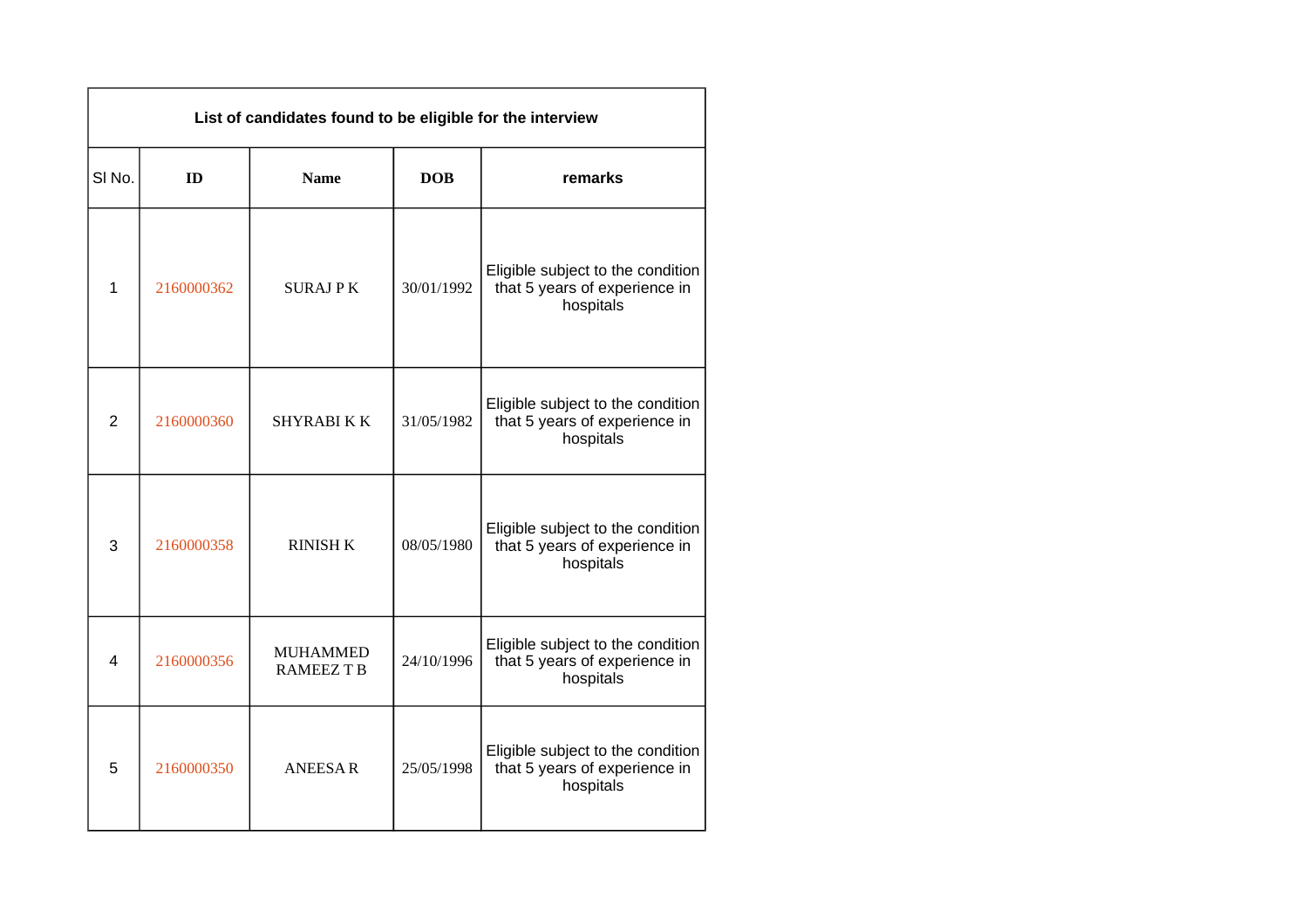| List of candidates found to be eligible for the interview | | | | |
|---|---|---|---|---|
| Sl No. | **ID** | **Name** | **DOB** | **remarks** |
| 1 | 2160000362 | SURAJ P K | 30/01/1992 | Eligible subject to the condition that 5 years of experience in hospitals |
| 2 | 2160000360 | SHYRABI K K | 31/05/1982 | Eligible subject to the condition that 5 years of experience in hospitals |
| 3 | 2160000358 | RINISH K | 08/05/1980 | Eligible subject to the condition that 5 years of experience in hospitals |
| 4 | 2160000356 | MUHAMMED RAMEEZ T B | 24/10/1996 | Eligible subject to the condition that 5 years of experience in hospitals |
| 5 | 2160000350 | ANEESA R | 25/05/1998 | Eligible subject to the condition that 5 years of experience in hospitals |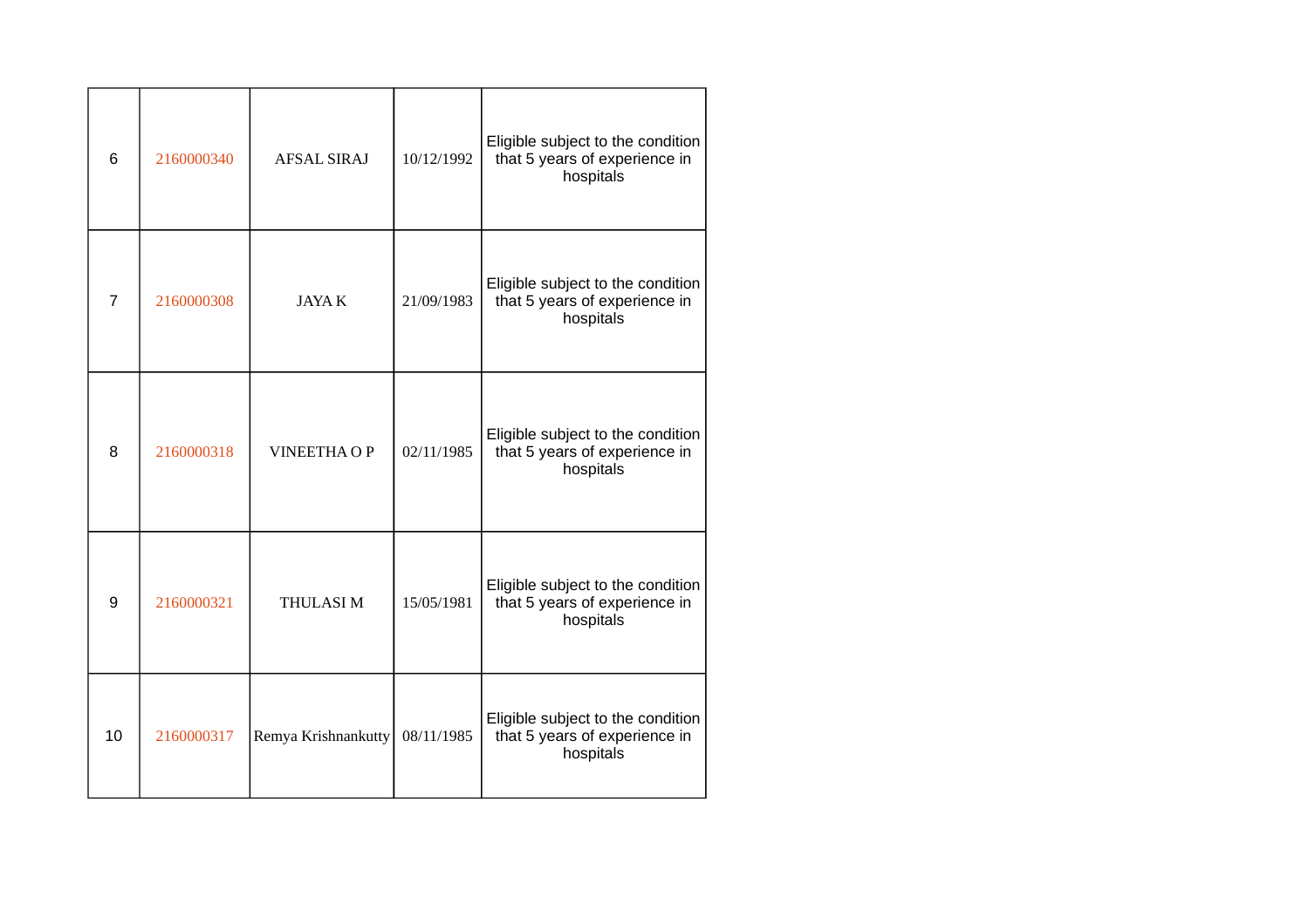| | | | | |
|---|---|---|---|---|
| 6 | 2160000340 | AFSAL SIRAJ | 10/12/1992 | Eligible subject to the condition that 5 years of experience in hospitals |
| 7 | 2160000308 | JAYA K | 21/09/1983 | Eligible subject to the condition that 5 years of experience in hospitals |
| 8 | 2160000318 | VINEETHA O P | 02/11/1985 | Eligible subject to the condition that 5 years of experience in hospitals |
| 9 | 2160000321 | THULASI M | 15/05/1981 | Eligible subject to the condition that 5 years of experience in hospitals |
| 10 | 2160000317 | Remya Krishnankutty | 08/11/1985 | Eligible subject to the condition that 5 years of experience in hospitals |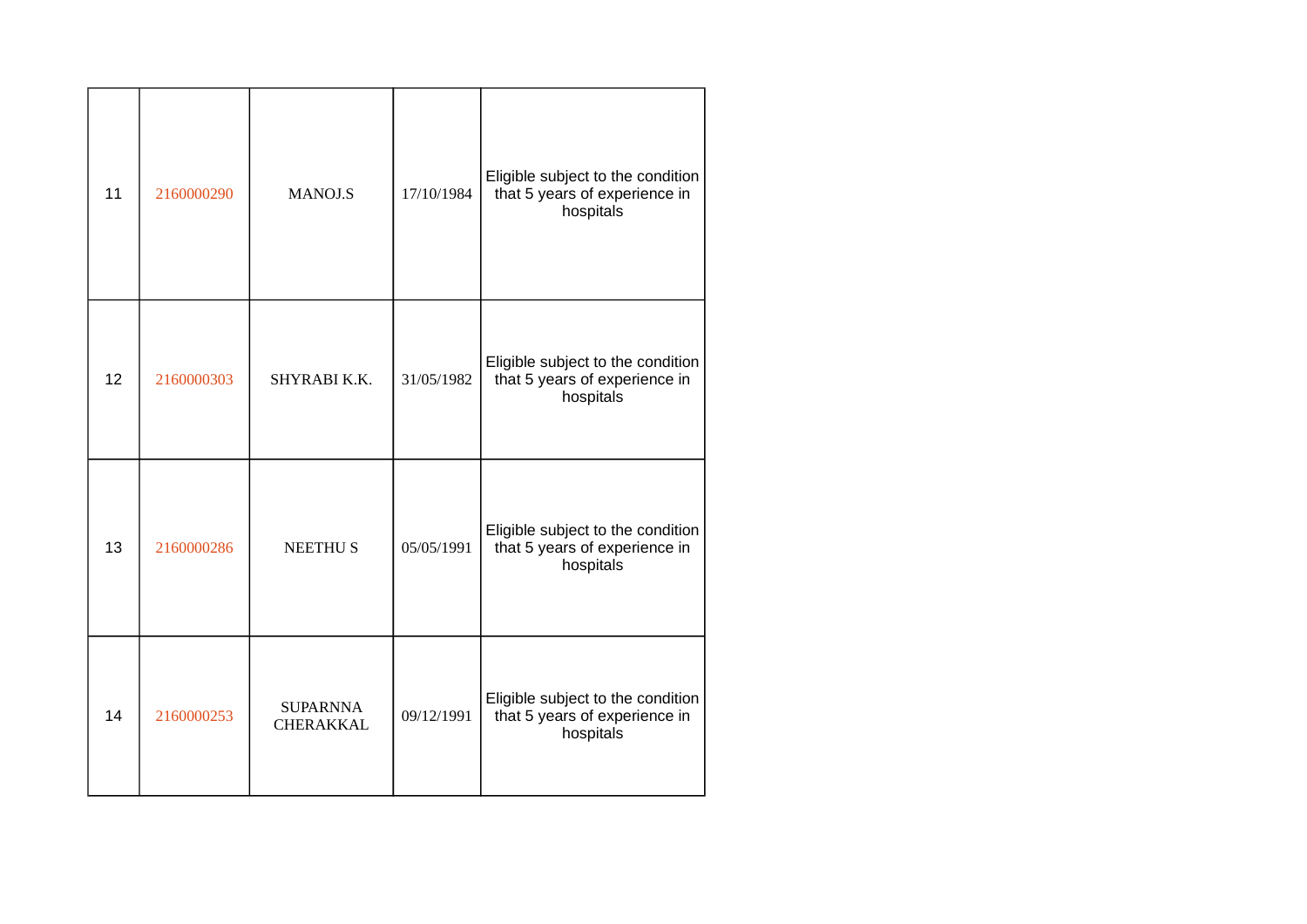| | | | | |
|---|---|---|---|---|
| 11 | 2160000290 | MANOJ.S | 17/10/1984 | Eligible subject to the condition that 5 years of experience in hospitals |
| 12 | 2160000303 | SHYRABI K.K. | 31/05/1982 | Eligible subject to the condition that 5 years of experience in hospitals |
| 13 | 2160000286 | NEETHU S | 05/05/1991 | Eligible subject to the condition that 5 years of experience in hospitals |
| 14 | 2160000253 | SUPARNNA CHERAKKAL | 09/12/1991 | Eligible subject to the condition that 5 years of experience in hospitals |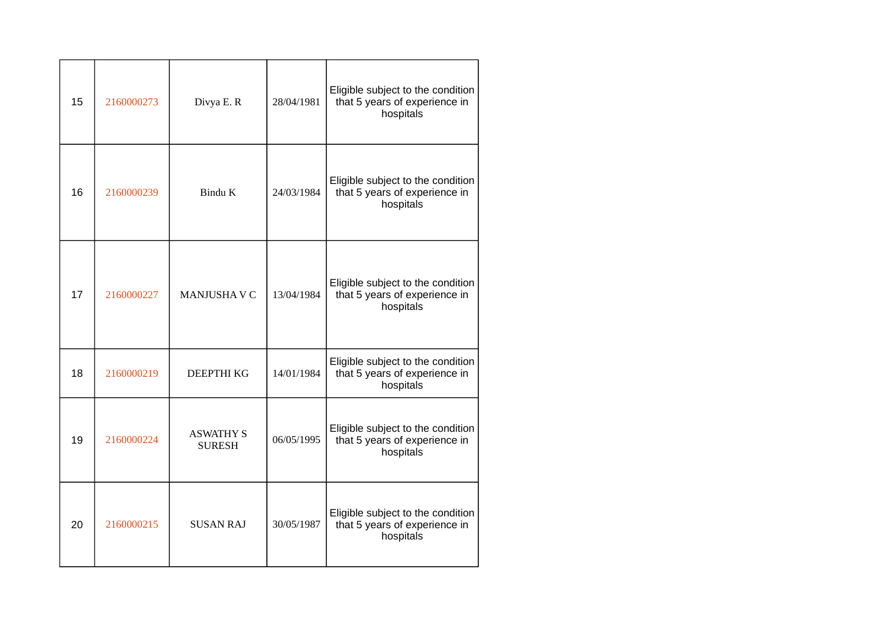| | | | | |
|---|---|---|---|---|
| 15 | 2160000273 | Divya E. R | 28/04/1981 | Eligible subject to the condition that 5 years of experience in hospitals |
| 16 | 2160000239 | Bindu K | 24/03/1984 | Eligible subject to the condition that 5 years of experience in hospitals |
| 17 | 2160000227 | MANJUSHA V C | 13/04/1984 | Eligible subject to the condition that 5 years of experience in hospitals |
| 18 | 2160000219 | DEEPTHI KG | 14/01/1984 | Eligible subject to the condition that 5 years of experience in hospitals |
| 19 | 2160000224 | ASWATHY S SURESH | 06/05/1995 | Eligible subject to the condition that 5 years of experience in hospitals |
| 20 | 2160000215 | SUSAN RAJ | 30/05/1987 | Eligible subject to the condition that 5 years of experience in hospitals |